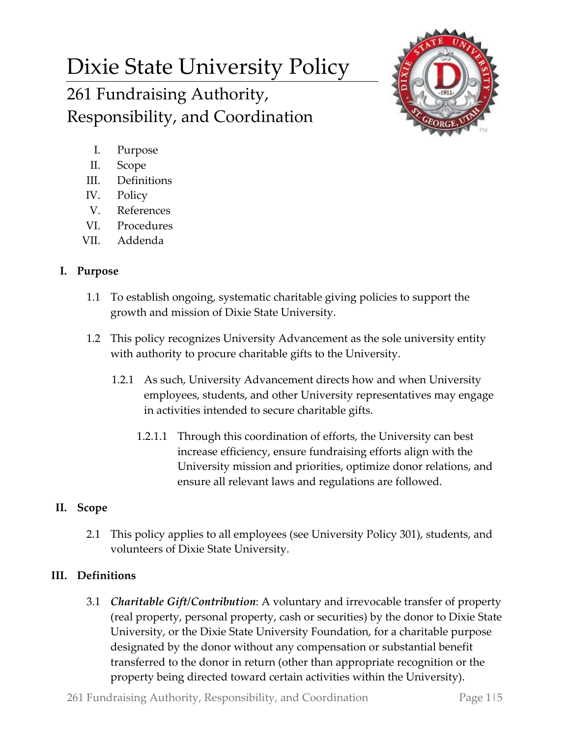# Dixie State University Policy

## 261 Fundraising Authority, Responsibility, and Coordination

I. Purpose
II. Scope
III. Definitions
IV. Policy
V. References
VI. Procedures
VII. Addenda

### I. Purpose

1.1 To establish ongoing, systematic charitable giving policies to support the growth and mission of Dixie State University.

1.2 This policy recognizes University Advancement as the sole university entity with authority to procure charitable gifts to the University.

1.2.1 As such, University Advancement directs how and when University employees, students, and other University representatives may engage in activities intended to secure charitable gifts.

1.2.1.1 Through this coordination of efforts, the University can best increase efficiency, ensure fundraising efforts align with the University mission and priorities, optimize donor relations, and ensure all relevant laws and regulations are followed.

### II. Scope

2.1 This policy applies to all employees (see University Policy 301), students, and volunteers of Dixie State University.

### III. Definitions

3.1 ***Charitable Gift/Contribution***: A voluntary and irrevocable transfer of property (real property, personal property, cash or securities) by the donor to Dixie State University, or the Dixie State University Foundation, for a charitable purpose designated by the donor without any compensation or substantial benefit transferred to the donor in return (other than appropriate recognition or the property being directed toward certain activities within the University).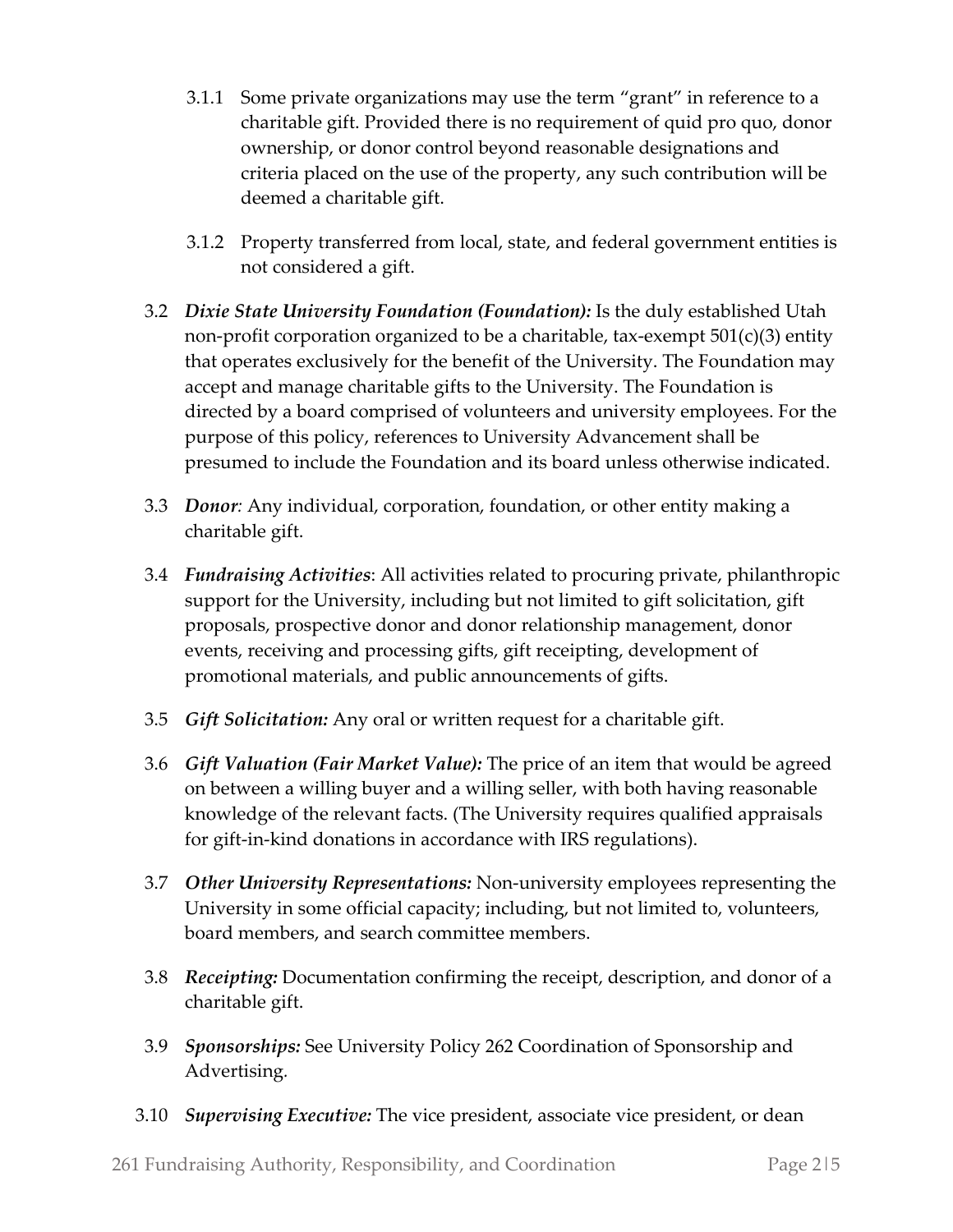3.1.1 Some private organizations may use the term "grant" in reference to a charitable gift. Provided there is no requirement of quid pro quo, donor ownership, or donor control beyond reasonable designations and criteria placed on the use of the property, any such contribution will be deemed a charitable gift.

3.1.2 Property transferred from local, state, and federal government entities is not considered a gift.

3.2 ***Dixie State University Foundation (Foundation):*** Is the duly established Utah non-profit corporation organized to be a charitable, tax-exempt 501(c)(3) entity that operates exclusively for the benefit of the University. The Foundation may accept and manage charitable gifts to the University. The Foundation is directed by a board comprised of volunteers and university employees. For the purpose of this policy, references to University Advancement shall be presumed to include the Foundation and its board unless otherwise indicated.

3.3 ***Donor***: Any individual, corporation, foundation, or other entity making a charitable gift.

3.4 ***Fundraising Activities***: All activities related to procuring private, philanthropic support for the University, including but not limited to gift solicitation, gift proposals, prospective donor and donor relationship management, donor events, receiving and processing gifts, gift receipting, development of promotional materials, and public announcements of gifts.

3.5 ***Gift Solicitation:*** Any oral or written request for a charitable gift.

3.6 ***Gift Valuation (Fair Market Value):*** The price of an item that would be agreed on between a willing buyer and a willing seller, with both having reasonable knowledge of the relevant facts. (The University requires qualified appraisals for gift-in-kind donations in accordance with IRS regulations).

3.7 ***Other University Representations:*** Non-university employees representing the University in some official capacity; including, but not limited to, volunteers, board members, and search committee members.

3.8 ***Receipting:*** Documentation confirming the receipt, description, and donor of a charitable gift.

3.9 ***Sponsorships:*** See University Policy 262 Coordination of Sponsorship and Advertising.

3.10 ***Supervising Executive:*** The vice president, associate vice president, or dean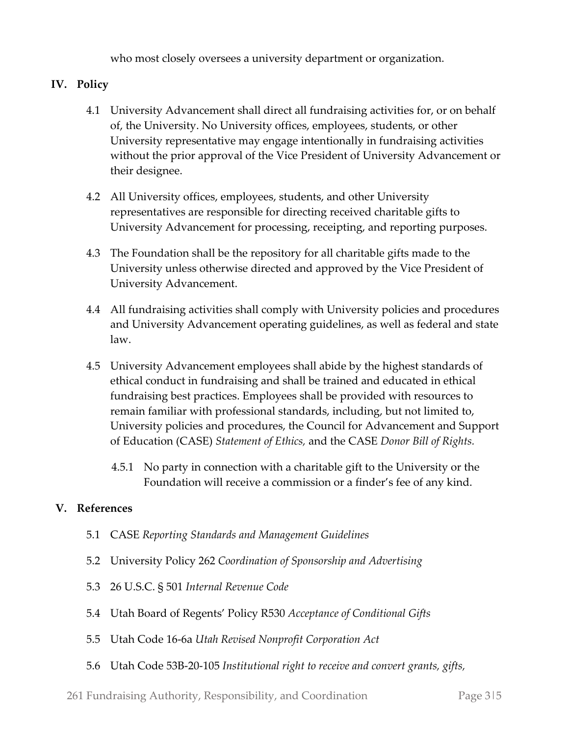who most closely oversees a university department or organization.

## IV. Policy

4.1 University Advancement shall direct all fundraising activities for, or on behalf of, the University. No University offices, employees, students, or other University representative may engage intentionally in fundraising activities without the prior approval of the Vice President of University Advancement or their designee.

4.2 All University offices, employees, students, and other University representatives are responsible for directing received charitable gifts to University Advancement for processing, receipting, and reporting purposes.

4.3 The Foundation shall be the repository for all charitable gifts made to the University unless otherwise directed and approved by the Vice President of University Advancement.

4.4 All fundraising activities shall comply with University policies and procedures and University Advancement operating guidelines, as well as federal and state law.

4.5 University Advancement employees shall abide by the highest standards of ethical conduct in fundraising and shall be trained and educated in ethical fundraising best practices. Employees shall be provided with resources to remain familiar with professional standards, including, but not limited to, University policies and procedures, the Council for Advancement and Support of Education (CASE) *Statement of Ethics,* and the CASE *Donor Bill of Rights.*

4.5.1 No party in connection with a charitable gift to the University or the Foundation will receive a commission or a finder's fee of any kind.

## V. References

5.1 CASE *Reporting Standards and Management Guidelines*

5.2 University Policy 262 *Coordination of Sponsorship and Advertising*

5.3 26 U.S.C. § 501 *Internal Revenue Code*

5.4 Utah Board of Regents' Policy R530 *Acceptance of Conditional Gifts*

5.5 Utah Code 16-6a *Utah Revised Nonprofit Corporation Act*

5.6 Utah Code 53B-20-105 *Institutional right to receive and convert grants, gifts,*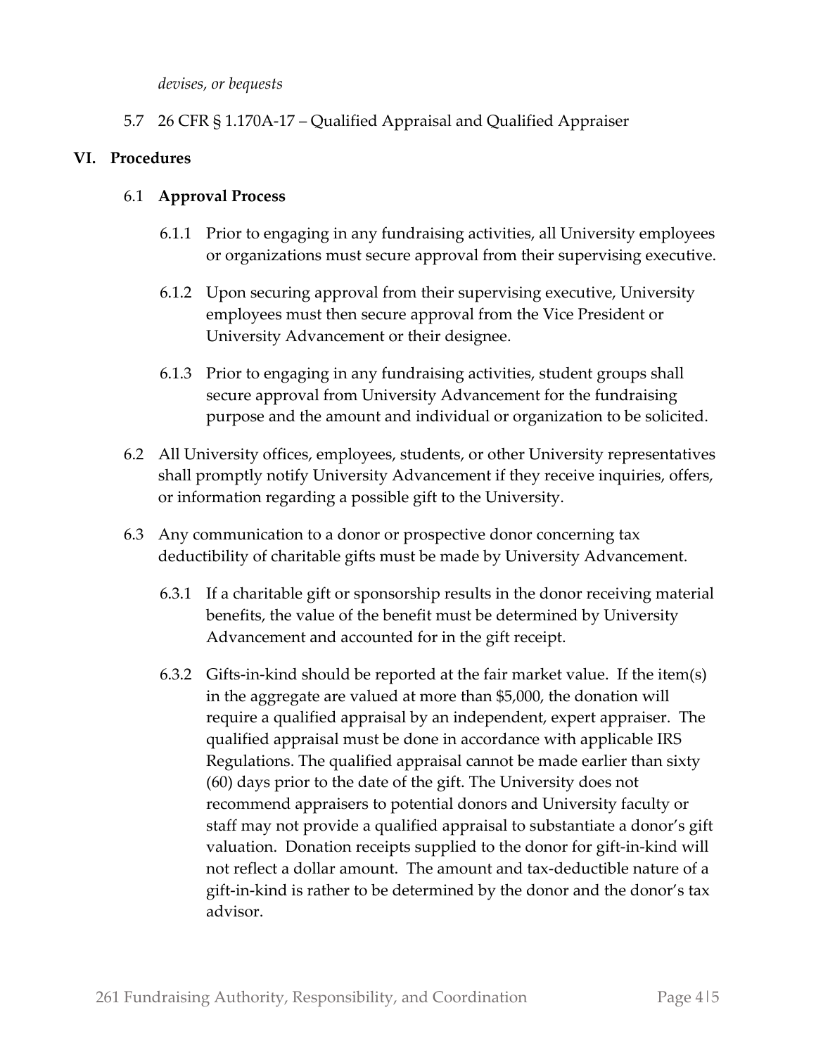*devises, or bequests*

5.7 26 CFR § 1.170A-17 – Qualified Appraisal and Qualified Appraiser

## VI. Procedures

6.1 **Approval Process**

6.1.1 Prior to engaging in any fundraising activities, all University employees or organizations must secure approval from their supervising executive.

6.1.2 Upon securing approval from their supervising executive, University employees must then secure approval from the Vice President or University Advancement or their designee.

6.1.3 Prior to engaging in any fundraising activities, student groups shall secure approval from University Advancement for the fundraising purpose and the amount and individual or organization to be solicited.

6.2 All University offices, employees, students, or other University representatives shall promptly notify University Advancement if they receive inquiries, offers, or information regarding a possible gift to the University.

6.3 Any communication to a donor or prospective donor concerning tax deductibility of charitable gifts must be made by University Advancement.

6.3.1 If a charitable gift or sponsorship results in the donor receiving material benefits, the value of the benefit must be determined by University Advancement and accounted for in the gift receipt.

6.3.2 Gifts-in-kind should be reported at the fair market value. If the item(s) in the aggregate are valued at more than $5,000, the donation will require a qualified appraisal by an independent, expert appraiser. The qualified appraisal must be done in accordance with applicable IRS Regulations. The qualified appraisal cannot be made earlier than sixty (60) days prior to the date of the gift. The University does not recommend appraisers to potential donors and University faculty or staff may not provide a qualified appraisal to substantiate a donor's gift valuation. Donation receipts supplied to the donor for gift-in-kind will not reflect a dollar amount. The amount and tax-deductible nature of a gift-in-kind is rather to be determined by the donor and the donor's tax advisor.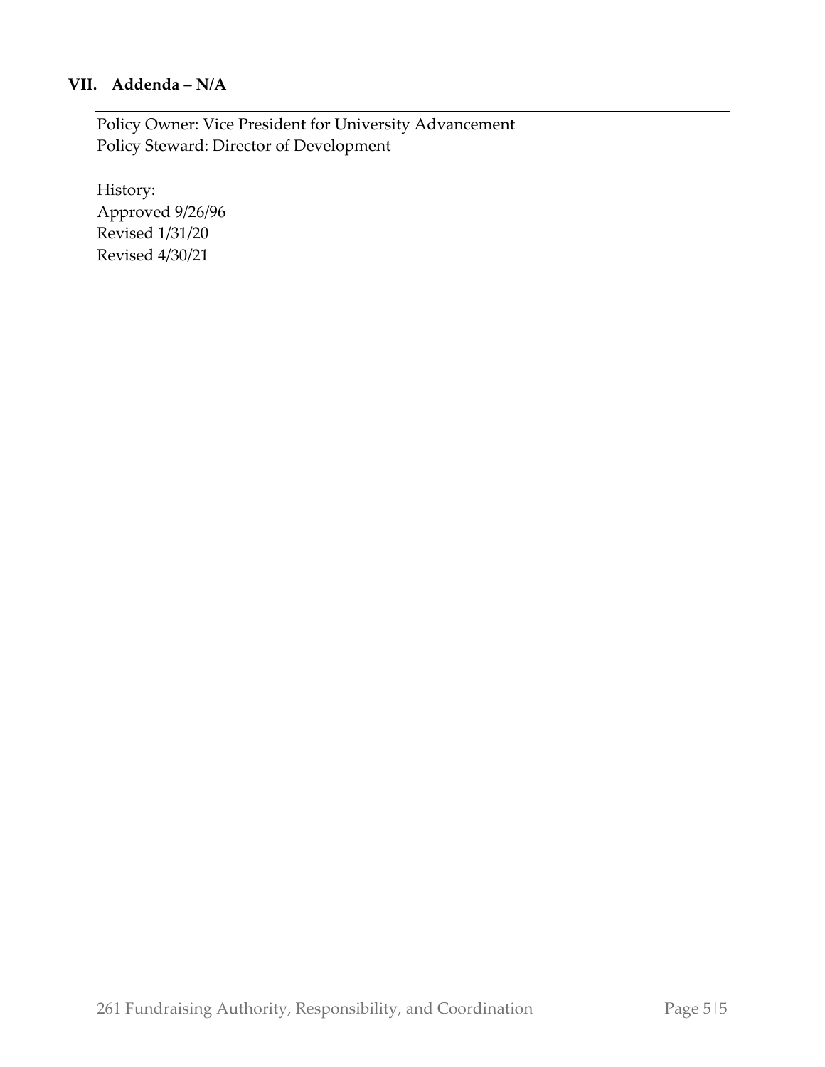## VII. Addenda – N/A

---

Policy Owner: Vice President for University Advancement
Policy Steward: Director of Development

History:
Approved 9/26/96
Revised 1/31/20
Revised 4/30/21